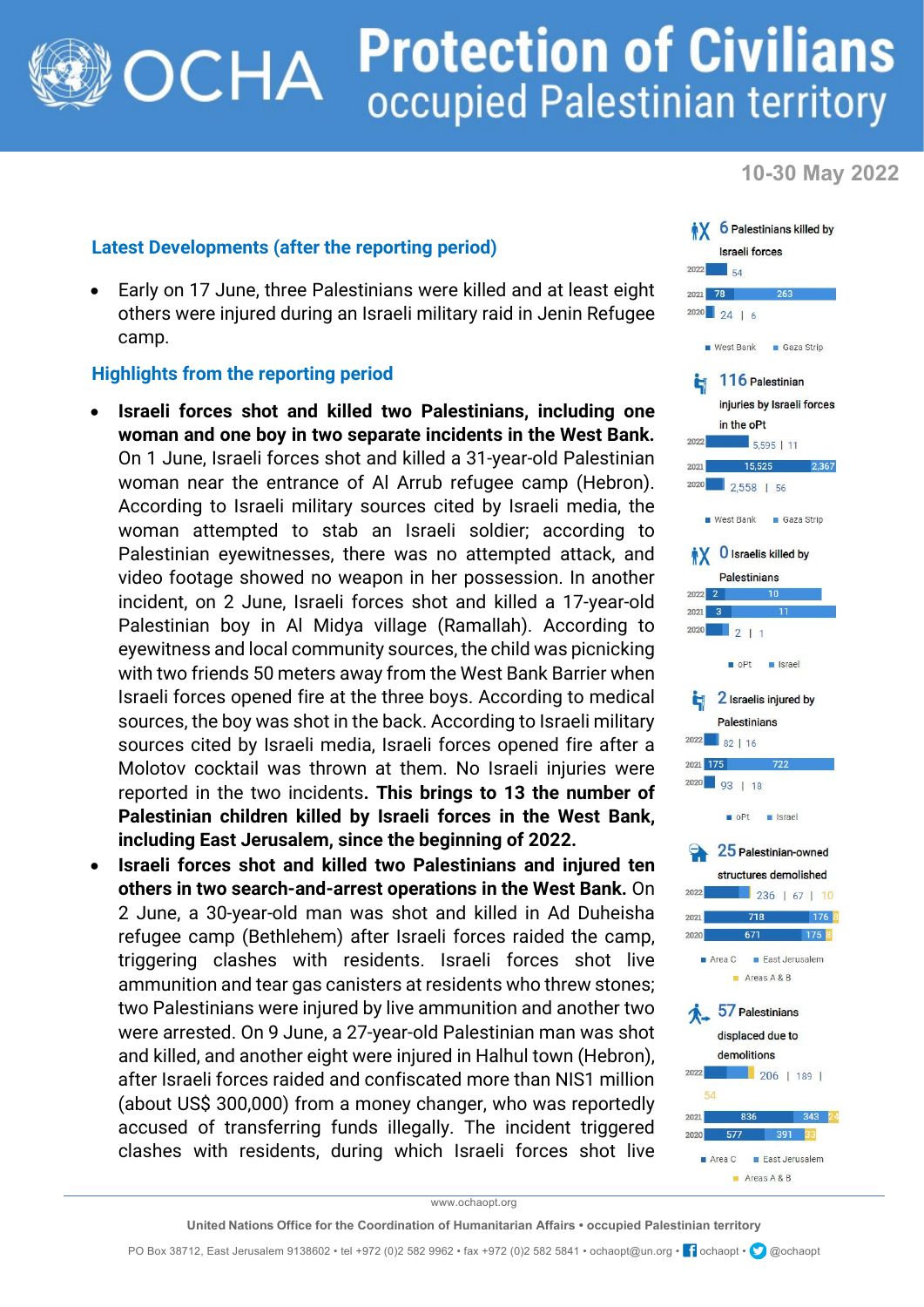# OCHA Protection of Civilians occupied Palestinian territory

**10-30 May 2022**

## Latest Developments (after the reporting period)

- Early on 17 June, three Palestinians were killed and at least eight others were injured during an Israeli military raid in Jenin Refugee camp.

## Highlights from the reporting period

- **Israeli forces shot and killed two Palestinians, including one woman and one boy in two separate incidents in the West Bank.** On 1 June, Israeli forces shot and killed a 31-year-old Palestinian woman near the entrance of Al Arrub refugee camp (Hebron). According to Israeli military sources cited by Israeli media, the woman attempted to stab an Israeli soldier; according to Palestinian eyewitnesses, there was no attempted attack, and video footage showed no weapon in her possession. In another incident, on 2 June, Israeli forces shot and killed a 17-year-old Palestinian boy in Al Midya village (Ramallah). According to eyewitness and local community sources, the child was picnicking with two friends 50 meters away from the West Bank Barrier when Israeli forces opened fire at the three boys. According to medical sources, the boy was shot in the back. According to Israeli military sources cited by Israeli media, Israeli forces opened fire after a Molotov cocktail was thrown at them. No Israeli injuries were reported in the two incidents. **This brings to 13 the number of Palestinian children killed by Israeli forces in the West Bank, including East Jerusalem, since the beginning of 2022.**
- **Israeli forces shot and killed two Palestinians and injured ten others in two search-and-arrest operations in the West Bank.** On 2 June, a 30-year-old man was shot and killed in Ad Duheisha refugee camp (Bethlehem) after Israeli forces raided the camp, triggering clashes with residents. Israeli forces shot live ammunition and tear gas canisters at residents who threw stones; two Palestinians were injured by live ammunition and another two were arrested. On 9 June, a 27-year-old Palestinian man was shot and killed, and another eight were injured in Halhul town (Hebron), after Israeli forces raided and confiscated more than NIS1 million (about US$ 300,000) from a money changer, who was reportedly accused of transferring funds illegally. The incident triggered clashes with residents, during which Israeli forces shot live

**6** Palestinians killed by Israeli forces

| Year | West Bank | Gaza Strip |
|---|---|---|
| 2022 | 54 | |
| 2021 | 78 | 263 |
| 2020 | 24 | 6 |

**116** Palestinian injuries by Israeli forces in the oPt

| Year | West Bank | Gaza Strip |
|---|---|---|
| 2022 | 5,595 | 11 |
| 2021 | 15,525 | 2,367 |
| 2020 | 2,558 | 56 |

**0** Israelis killed by Palestinians

| Year | oPt | Israel |
|---|---|---|
| 2022 | 2 | 10 |
| 2021 | 3 | 11 |
| 2020 | 2 | 1 |

**2** Israelis injured by Palestinians

| Year | oPt | Israel |
|---|---|---|
| 2022 | 82 | 16 |
| 2021 | 175 | 722 |
| 2020 | 93 | 18 |

**25** Palestinian-owned structures demolished

| Year | Area C | East Jerusalem | Areas A & B |
|---|---|---|---|
| 2022 | 236 | 67 | 10 |
| 2021 | 718 | 176 | 8 |
| 2020 | 671 | 175 | 3 |

**57** Palestinians displaced due to demolitions

| Year | Area C | East Jerusalem | Areas A & B |
|---|---|---|---|
| 2022 | 206 | 189 | 54 |
| 2021 | 836 | 343 | 24 |
| 2020 | 577 | 391 | 33 |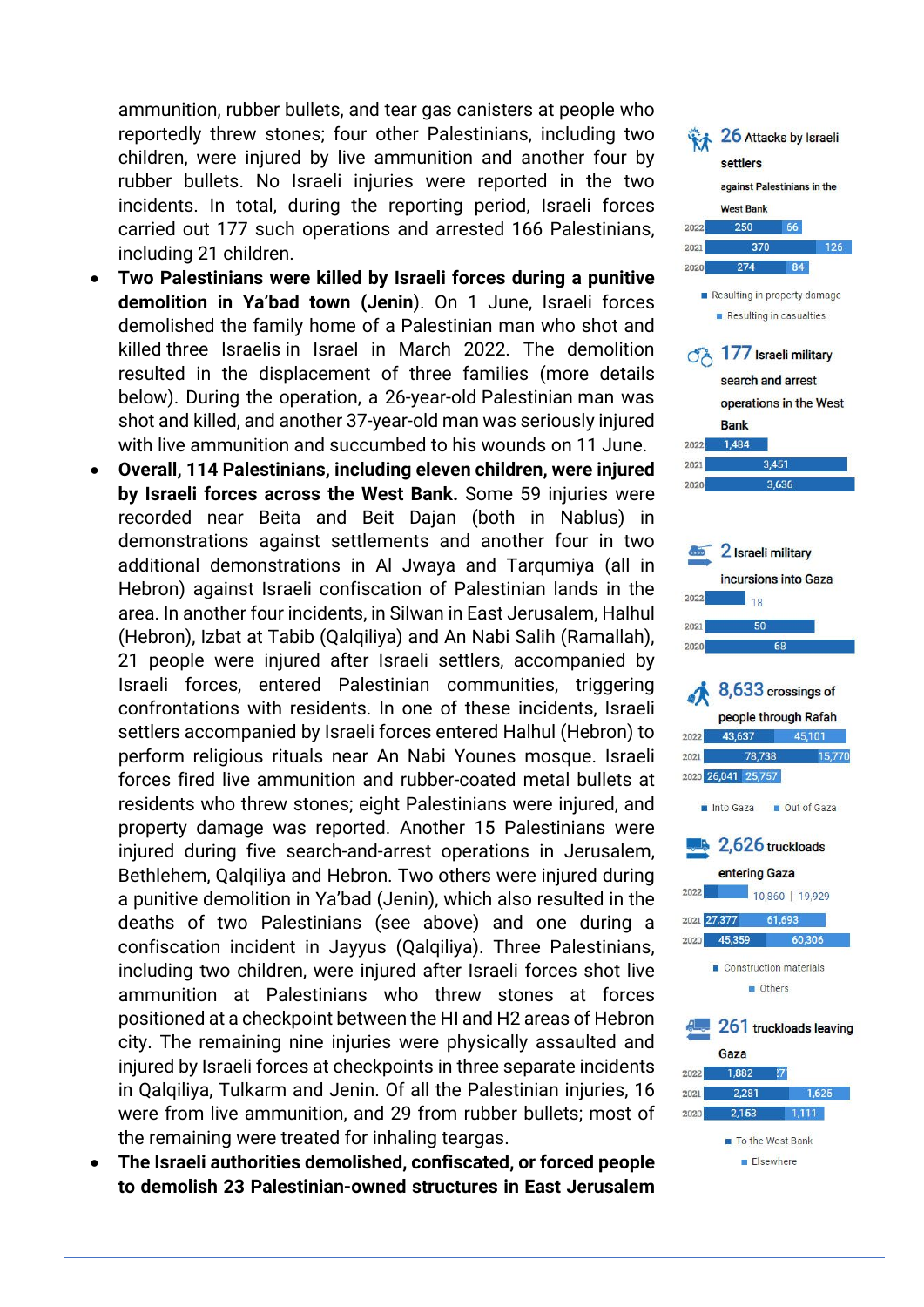ammunition, rubber bullets, and tear gas canisters at people who reportedly threw stones; four other Palestinians, including two children, were injured by live ammunition and another four by rubber bullets. No Israeli injuries were reported in the two incidents. In total, during the reporting period, Israeli forces carried out 177 such operations and arrested 166 Palestinians, including 21 children.

- **Two Palestinians were killed by Israeli forces during a punitive demolition in Ya'bad town (Jenin).** On 1 June, Israeli forces demolished the family home of a Palestinian man who shot and killed three Israelis in Israel in March 2022. The demolition resulted in the displacement of three families (more details below). During the operation, a 26-year-old Palestinian man was shot and killed, and another 37-year-old man was seriously injured with live ammunition and succumbed to his wounds on 11 June.
- **Overall, 114 Palestinians, including eleven children, were injured by Israeli forces across the West Bank.** Some 59 injuries were recorded near Beita and Beit Dajan (both in Nablus) in demonstrations against settlements and another four in two additional demonstrations in Al Jwaya and Tarqumiya (all in Hebron) against Israeli confiscation of Palestinian lands in the area. In another four incidents, in Silwan in East Jerusalem, Halhul (Hebron), Izbat at Tabib (Qalqiliya) and An Nabi Salih (Ramallah), 21 people were injured after Israeli settlers, accompanied by Israeli forces, entered Palestinian communities, triggering confrontations with residents. In one of these incidents, Israeli settlers accompanied by Israeli forces entered Halhul (Hebron) to perform religious rituals near An Nabi Younes mosque. Israeli forces fired live ammunition and rubber-coated metal bullets at residents who threw stones; eight Palestinians were injured, and property damage was reported. Another 15 Palestinians were injured during five search-and-arrest operations in Jerusalem, Bethlehem, Qalqiliya and Hebron. Two others were injured during a punitive demolition in Ya'bad (Jenin), which also resulted in the deaths of two Palestinians (see above) and one during a confiscation incident in Jayyus (Qalqiliya). Three Palestinians, including two children, were injured after Israeli forces shot live ammunition at Palestinians who threw stones at forces positioned at a checkpoint between the HI and H2 areas of Hebron city. The remaining nine injuries were physically assaulted and injured by Israeli forces at checkpoints in three separate incidents in Qalqiliya, Tulkarm and Jenin. Of all the Palestinian injuries, 16 were from live ammunition, and 29 from rubber bullets; most of the remaining were treated for inhaling teargas.
- **The Israeli authorities demolished, confiscated, or forced people to demolish 23 Palestinian-owned structures in East Jerusalem**

**26** Attacks by Israeli settlers against Palestinians in the West Bank

| Year | Resulting in property damage | Resulting in casualties |
|---|---|---|
| 2022 | 250 | 66 |
| 2021 | 370 | 126 |
| 2020 | 274 | 84 |

**177** Israeli military search and arrest operations in the West Bank

| Year | Operations |
|---|---|
| 2022 | 1,484 |
| 2021 | 3,451 |
| 2020 | 3,636 |

**2** Israeli military incursions into Gaza

| Year | Incursions |
|---|---|
| 2022 | 18 |
| 2021 | 50 |
| 2020 | 68 |

**8,633** crossings of people through Rafah

| Year | Into Gaza | Out of Gaza |
|---|---|---|
| 2022 | 43,637 | 45,101 |
| 2021 | 78,738 | 15,770 |
| 2020 | 26,041 | 25,757 |

**2,626** truckloads entering Gaza

| Year | Construction materials | Others |
|---|---|---|
| 2022 | 10,860 | 19,929 |
| 2021 | 27,377 | 61,693 |
| 2020 | 45,359 | 60,306 |

**261** truckloads leaving Gaza

| Year | To the West Bank | Elsewhere |
|---|---|---|
| 2022 | 1,882 | 7 |
| 2021 | 2,281 | 1,625 |
| 2020 | 2,153 | 1,111 |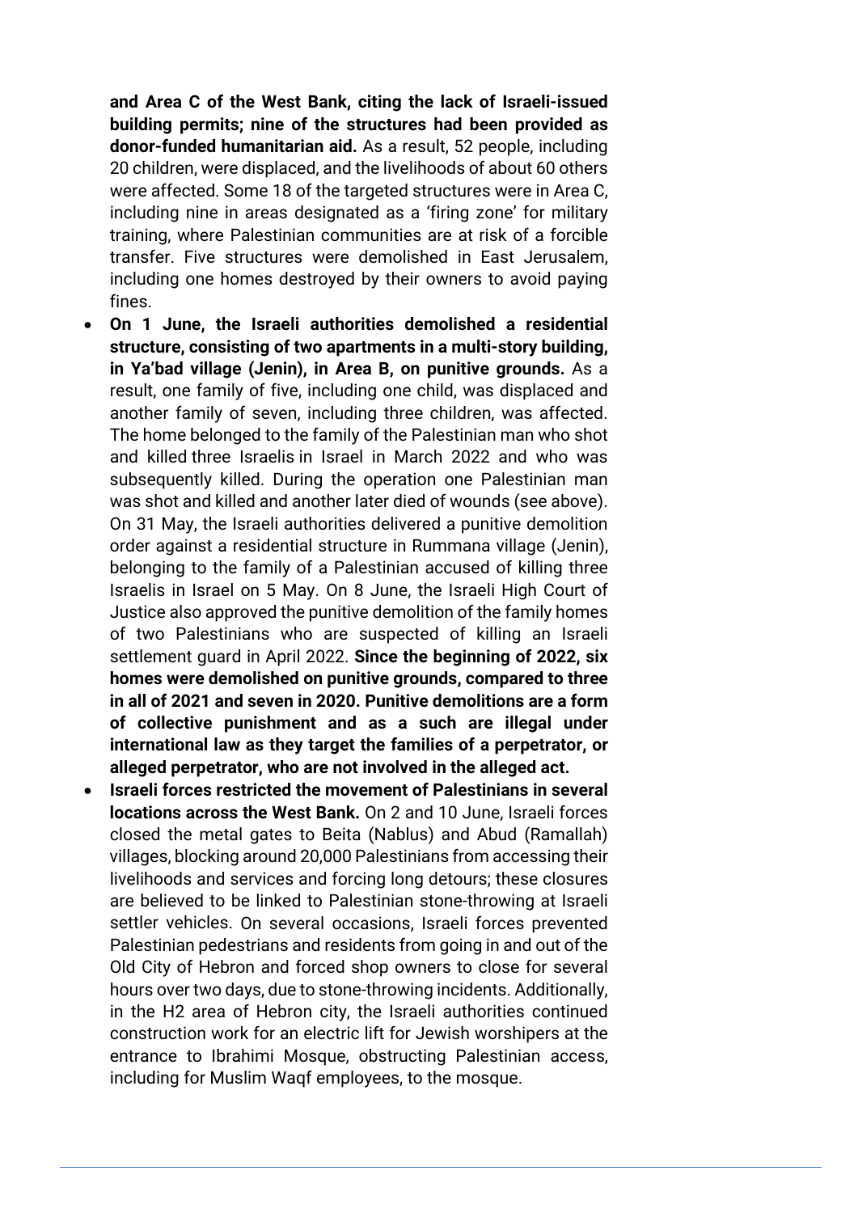**and Area C of the West Bank, citing the lack of Israeli-issued building permits; nine of the structures had been provided as donor-funded humanitarian aid.** As a result, 52 people, including 20 children, were displaced, and the livelihoods of about 60 others were affected. Some 18 of the targeted structures were in Area C, including nine in areas designated as a 'firing zone' for military training, where Palestinian communities are at risk of a forcible transfer. Five structures were demolished in East Jerusalem, including one homes destroyed by their owners to avoid paying fines.

- **On 1 June, the Israeli authorities demolished a residential structure, consisting of two apartments in a multi-story building, in Ya'bad village (Jenin), in Area B, on punitive grounds.** As a result, one family of five, including one child, was displaced and another family of seven, including three children, was affected. The home belonged to the family of the Palestinian man who shot and killed three Israelis in Israel in March 2022 and who was subsequently killed. During the operation one Palestinian man was shot and killed and another later died of wounds (see above). On 31 May, the Israeli authorities delivered a punitive demolition order against a residential structure in Rummana village (Jenin), belonging to the family of a Palestinian accused of killing three Israelis in Israel on 5 May. On 8 June, the Israeli High Court of Justice also approved the punitive demolition of the family homes of two Palestinians who are suspected of killing an Israeli settlement guard in April 2022. **Since the beginning of 2022, six homes were demolished on punitive grounds, compared to three in all of 2021 and seven in 2020. Punitive demolitions are a form of collective punishment and as a such are illegal under international law as they target the families of a perpetrator, or alleged perpetrator, who are not involved in the alleged act.**
- **Israeli forces restricted the movement of Palestinians in several locations across the West Bank.** On 2 and 10 June, Israeli forces closed the metal gates to Beita (Nablus) and Abud (Ramallah) villages, blocking around 20,000 Palestinians from accessing their livelihoods and services and forcing long detours; these closures are believed to be linked to Palestinian stone-throwing at Israeli settler vehicles. On several occasions, Israeli forces prevented Palestinian pedestrians and residents from going in and out of the Old City of Hebron and forced shop owners to close for several hours over two days, due to stone-throwing incidents. Additionally, in the H2 area of Hebron city, the Israeli authorities continued construction work for an electric lift for Jewish worshipers at the entrance to Ibrahimi Mosque, obstructing Palestinian access, including for Muslim Waqf employees, to the mosque.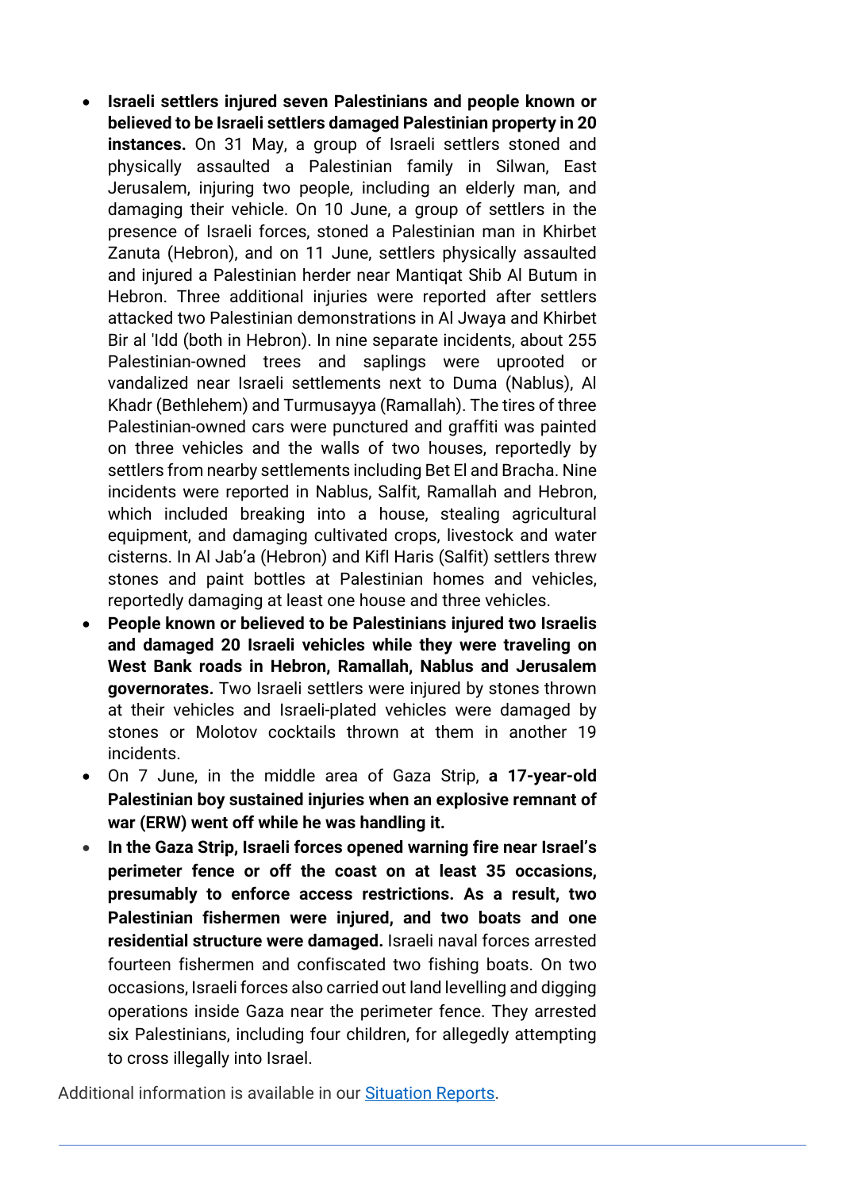- **Israeli settlers injured seven Palestinians and people known or believed to be Israeli settlers damaged Palestinian property in 20 instances.** On 31 May, a group of Israeli settlers stoned and physically assaulted a Palestinian family in Silwan, East Jerusalem, injuring two people, including an elderly man, and damaging their vehicle. On 10 June, a group of settlers in the presence of Israeli forces, stoned a Palestinian man in Khirbet Zanuta (Hebron), and on 11 June, settlers physically assaulted and injured a Palestinian herder near Mantiqat Shib Al Butum in Hebron. Three additional injuries were reported after settlers attacked two Palestinian demonstrations in Al Jwaya and Khirbet Bir al 'Idd (both in Hebron). In nine separate incidents, about 255 Palestinian-owned trees and saplings were uprooted or vandalized near Israeli settlements next to Duma (Nablus), Al Khadr (Bethlehem) and Turmusayya (Ramallah). The tires of three Palestinian-owned cars were punctured and graffiti was painted on three vehicles and the walls of two houses, reportedly by settlers from nearby settlements including Bet El and Bracha. Nine incidents were reported in Nablus, Salfit, Ramallah and Hebron, which included breaking into a house, stealing agricultural equipment, and damaging cultivated crops, livestock and water cisterns. In Al Jab'a (Hebron) and Kifl Haris (Salfit) settlers threw stones and paint bottles at Palestinian homes and vehicles, reportedly damaging at least one house and three vehicles.
- **People known or believed to be Palestinians injured two Israelis and damaged 20 Israeli vehicles while they were traveling on West Bank roads in Hebron, Ramallah, Nablus and Jerusalem governorates.** Two Israeli settlers were injured by stones thrown at their vehicles and Israeli-plated vehicles were damaged by stones or Molotov cocktails thrown at them in another 19 incidents.
- On 7 June, in the middle area of Gaza Strip, **a 17-year-old Palestinian boy sustained injuries when an explosive remnant of war (ERW) went off while he was handling it.**
- **In the Gaza Strip, Israeli forces opened warning fire near Israel's perimeter fence or off the coast on at least 35 occasions, presumably to enforce access restrictions. As a result, two Palestinian fishermen were injured, and two boats and one residential structure were damaged.** Israeli naval forces arrested fourteen fishermen and confiscated two fishing boats. On two occasions, Israeli forces also carried out land levelling and digging operations inside Gaza near the perimeter fence. They arrested six Palestinians, including four children, for allegedly attempting to cross illegally into Israel.

Additional information is available in our [Situation Reports](Situation Reports).